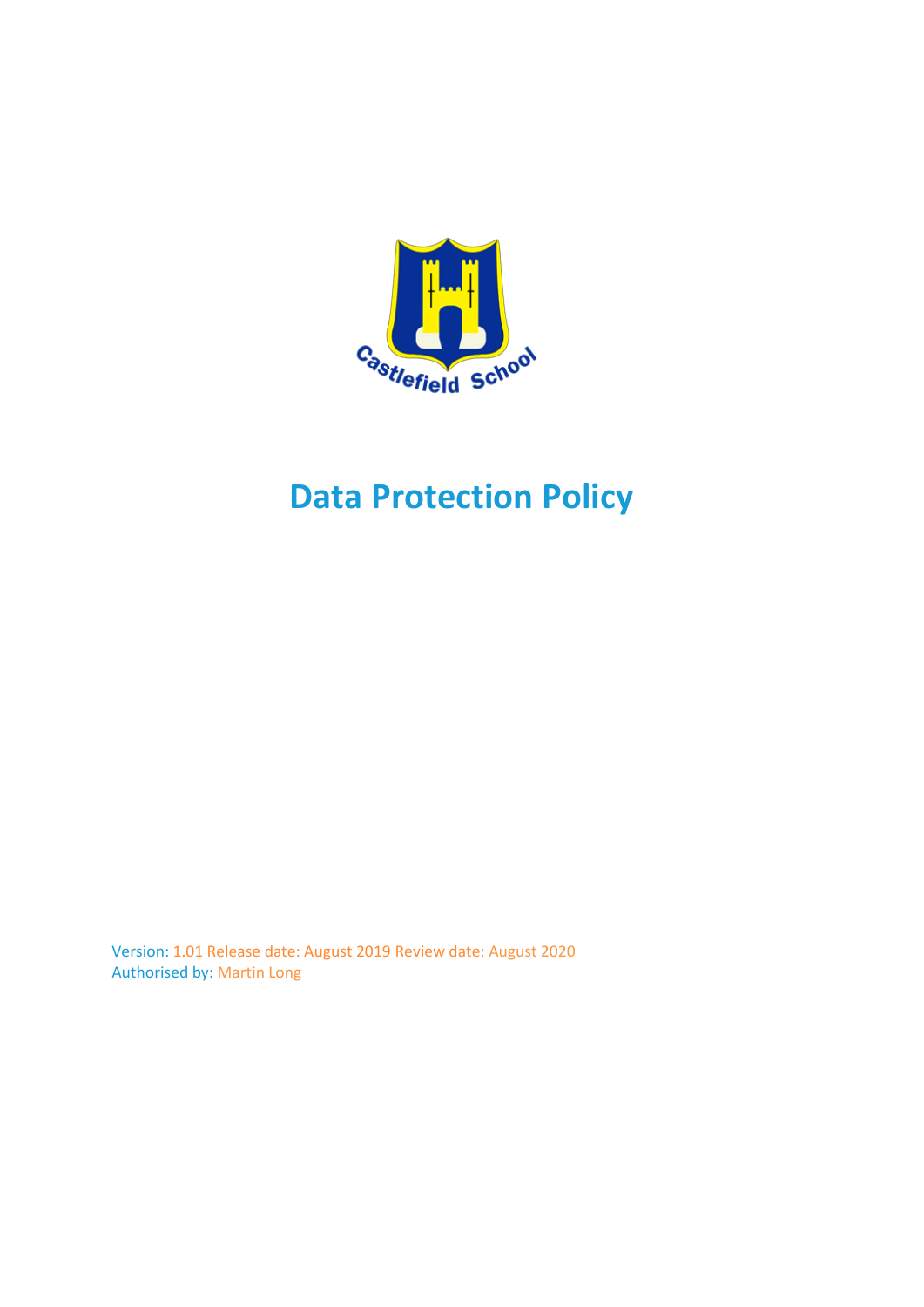# Data Protection Policy

Version: 1.01 Release date: August 2019 Review date: August 2020
Authorised by: Martin Long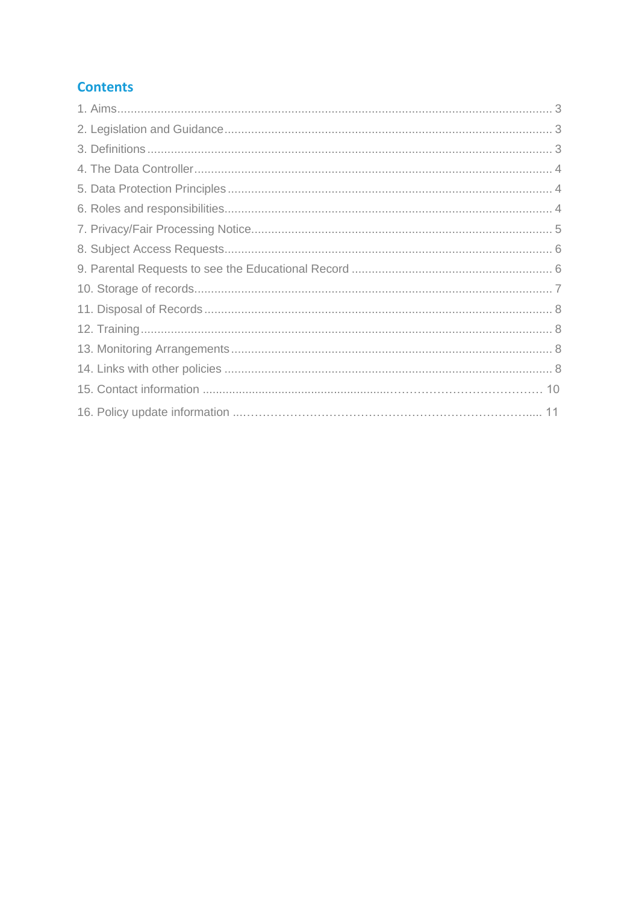## Contents

1. Aims ..... 3
2. Legislation and Guidance ..... 3
3. Definitions ..... 3
4. The Data Controller ..... 4
5. Data Protection Principles ..... 4
6. Roles and responsibilities ..... 4
7. Privacy/Fair Processing Notice ..... 5
8. Subject Access Requests ..... 6
9. Parental Requests to see the Educational Record ..... 6
10. Storage of records ..... 7
11. Disposal of Records ..... 8
12. Training ..... 8
13. Monitoring Arrangements ..... 8
14. Links with other policies ..... 8
15. Contact information ..... 10
16. Policy update information ..... 11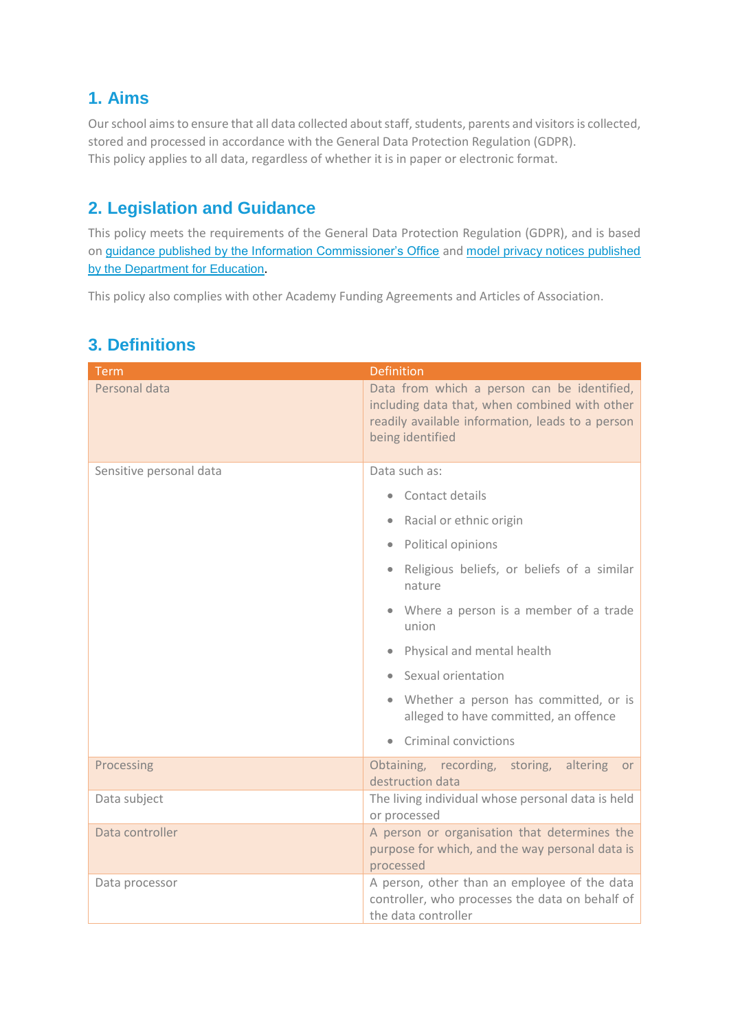## 1. Aims

Our school aims to ensure that all data collected about staff, students, parents and visitors is collected, stored and processed in accordance with the General Data Protection Regulation (GDPR).
This policy applies to all data, regardless of whether it is in paper or electronic format.

## 2. Legislation and Guidance

This policy meets the requirements of the General Data Protection Regulation (GDPR), and is based on guidance published by the Information Commissioner's Office and model privacy notices published by the Department for Education.

This policy also complies with other Academy Funding Agreements and Articles of Association.

## 3. Definitions

| Term | Definition |
|---|---|
| Personal data | Data from which a person can be identified, including data that, when combined with other readily available information, leads to a person being identified |
| Sensitive personal data | Data such as:<br>• Contact details<br>• Racial or ethnic origin<br>• Political opinions<br>• Religious beliefs, or beliefs of a similar nature<br>• Where a person is a member of a trade union<br>• Physical and mental health<br>• Sexual orientation<br>• Whether a person has committed, or is alleged to have committed, an offence<br>• Criminal convictions |
| Processing | Obtaining, recording, storing, altering or destruction data |
| Data subject | The living individual whose personal data is held or processed |
| Data controller | A person or organisation that determines the purpose for which, and the way personal data is processed |
| Data processor | A person, other than an employee of the data controller, who processes the data on behalf of the data controller |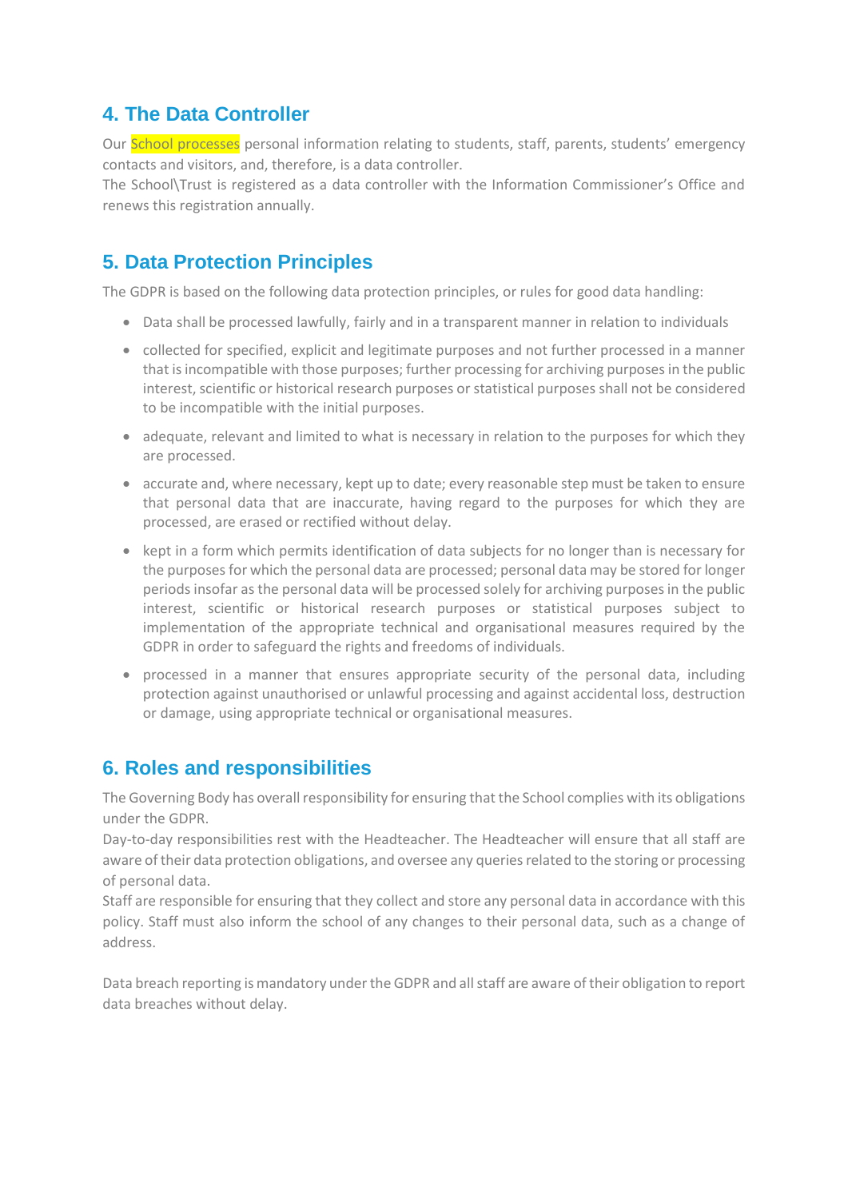## 4. The Data Controller

Our School processes personal information relating to students, staff, parents, students' emergency contacts and visitors, and, therefore, is a data controller.

The School\Trust is registered as a data controller with the Information Commissioner's Office and renews this registration annually.

## 5. Data Protection Principles

The GDPR is based on the following data protection principles, or rules for good data handling:

- Data shall be processed lawfully, fairly and in a transparent manner in relation to individuals
- collected for specified, explicit and legitimate purposes and not further processed in a manner that is incompatible with those purposes; further processing for archiving purposes in the public interest, scientific or historical research purposes or statistical purposes shall not be considered to be incompatible with the initial purposes.
- adequate, relevant and limited to what is necessary in relation to the purposes for which they are processed.
- accurate and, where necessary, kept up to date; every reasonable step must be taken to ensure that personal data that are inaccurate, having regard to the purposes for which they are processed, are erased or rectified without delay.
- kept in a form which permits identification of data subjects for no longer than is necessary for the purposes for which the personal data are processed; personal data may be stored for longer periods insofar as the personal data will be processed solely for archiving purposes in the public interest, scientific or historical research purposes or statistical purposes subject to implementation of the appropriate technical and organisational measures required by the GDPR in order to safeguard the rights and freedoms of individuals.
- processed in a manner that ensures appropriate security of the personal data, including protection against unauthorised or unlawful processing and against accidental loss, destruction or damage, using appropriate technical or organisational measures.

## 6. Roles and responsibilities

The Governing Body has overall responsibility for ensuring that the School complies with its obligations under the GDPR.

Day-to-day responsibilities rest with the Headteacher. The Headteacher will ensure that all staff are aware of their data protection obligations, and oversee any queries related to the storing or processing of personal data.

Staff are responsible for ensuring that they collect and store any personal data in accordance with this policy. Staff must also inform the school of any changes to their personal data, such as a change of address.

Data breach reporting is mandatory under the GDPR and all staff are aware of their obligation to report data breaches without delay.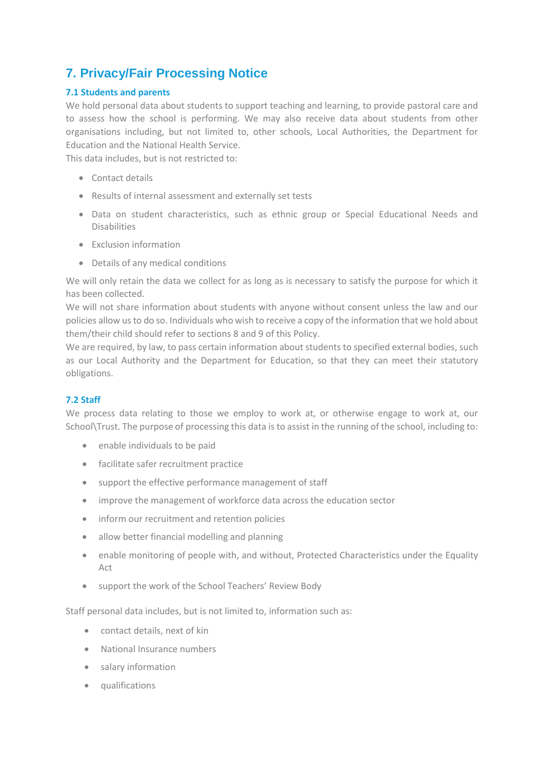## 7. Privacy/Fair Processing Notice

### 7.1 Students and parents

We hold personal data about students to support teaching and learning, to provide pastoral care and to assess how the school is performing. We may also receive data about students from other organisations including, but not limited to, other schools, Local Authorities, the Department for Education and the National Health Service.

This data includes, but is not restricted to:

- Contact details
- Results of internal assessment and externally set tests
- Data on student characteristics, such as ethnic group or Special Educational Needs and Disabilities
- Exclusion information
- Details of any medical conditions

We will only retain the data we collect for as long as is necessary to satisfy the purpose for which it has been collected.

We will not share information about students with anyone without consent unless the law and our policies allow us to do so. Individuals who wish to receive a copy of the information that we hold about them/their child should refer to sections 8 and 9 of this Policy.

We are required, by law, to pass certain information about students to specified external bodies, such as our Local Authority and the Department for Education, so that they can meet their statutory obligations.

### 7.2 Staff

We process data relating to those we employ to work at, or otherwise engage to work at, our School\Trust. The purpose of processing this data is to assist in the running of the school, including to:

- enable individuals to be paid
- facilitate safer recruitment practice
- support the effective performance management of staff
- improve the management of workforce data across the education sector
- inform our recruitment and retention policies
- allow better financial modelling and planning
- enable monitoring of people with, and without, Protected Characteristics under the Equality Act
- support the work of the School Teachers' Review Body

Staff personal data includes, but is not limited to, information such as:

- contact details, next of kin
- National Insurance numbers
- salary information
- qualifications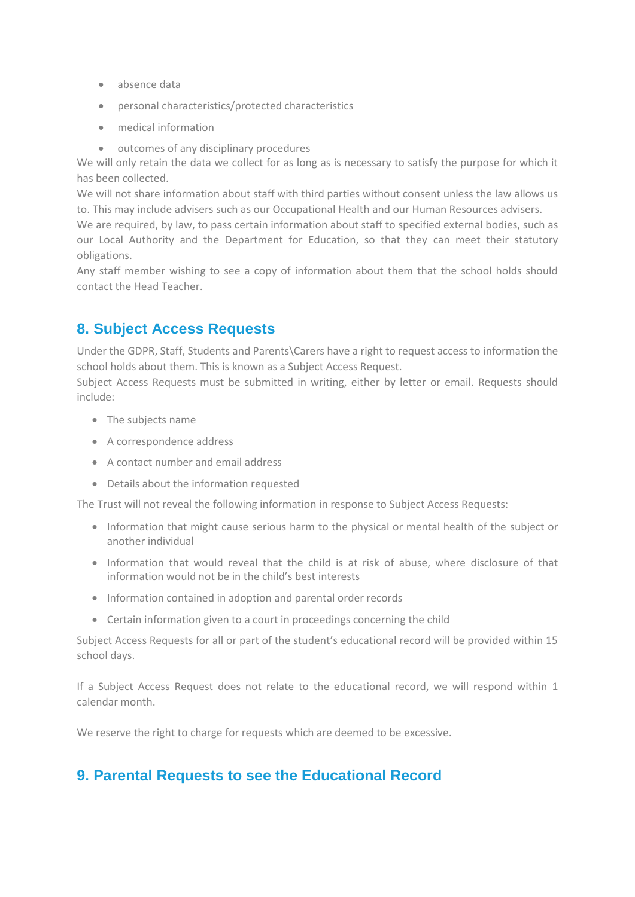- absence data
- personal characteristics/protected characteristics
- medical information
- outcomes of any disciplinary procedures

We will only retain the data we collect for as long as is necessary to satisfy the purpose for which it has been collected.

We will not share information about staff with third parties without consent unless the law allows us to. This may include advisers such as our Occupational Health and our Human Resources advisers.

We are required, by law, to pass certain information about staff to specified external bodies, such as our Local Authority and the Department for Education, so that they can meet their statutory obligations.

Any staff member wishing to see a copy of information about them that the school holds should contact the Head Teacher.

## 8. Subject Access Requests

Under the GDPR, Staff, Students and Parents\Carers have a right to request access to information the school holds about them. This is known as a Subject Access Request.

Subject Access Requests must be submitted in writing, either by letter or email. Requests should include:

- The subjects name
- A correspondence address
- A contact number and email address
- Details about the information requested

The Trust will not reveal the following information in response to Subject Access Requests:

- Information that might cause serious harm to the physical or mental health of the subject or another individual
- Information that would reveal that the child is at risk of abuse, where disclosure of that information would not be in the child's best interests
- Information contained in adoption and parental order records
- Certain information given to a court in proceedings concerning the child

Subject Access Requests for all or part of the student's educational record will be provided within 15 school days.

If a Subject Access Request does not relate to the educational record, we will respond within 1 calendar month.

We reserve the right to charge for requests which are deemed to be excessive.

## 9. Parental Requests to see the Educational Record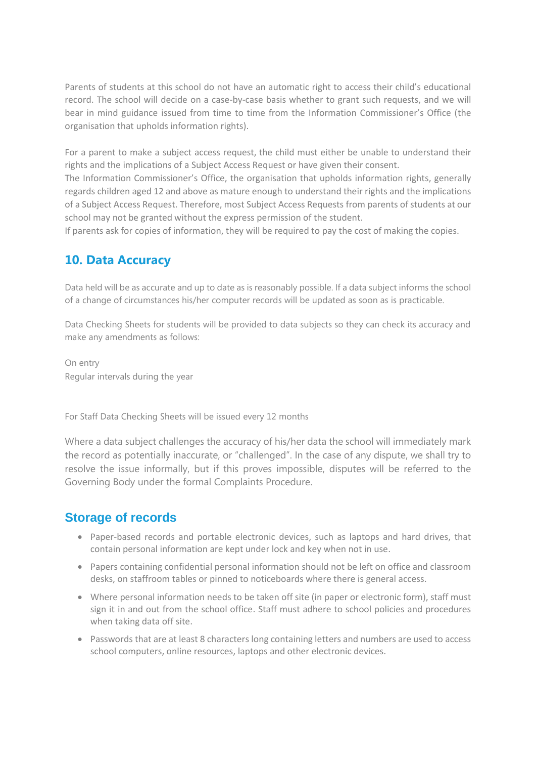Parents of students at this school do not have an automatic right to access their child's educational record. The school will decide on a case-by-case basis whether to grant such requests, and we will bear in mind guidance issued from time to time from the Information Commissioner's Office (the organisation that upholds information rights).

For a parent to make a subject access request, the child must either be unable to understand their rights and the implications of a Subject Access Request or have given their consent.
The Information Commissioner's Office, the organisation that upholds information rights, generally regards children aged 12 and above as mature enough to understand their rights and the implications of a Subject Access Request. Therefore, most Subject Access Requests from parents of students at our school may not be granted without the express permission of the student.
If parents ask for copies of information, they will be required to pay the cost of making the copies.

## 10. Data Accuracy

Data held will be as accurate and up to date as is reasonably possible. If a data subject informs the school of a change of circumstances his/her computer records will be updated as soon as is practicable.

Data Checking Sheets for students will be provided to data subjects so they can check its accuracy and make any amendments as follows:

On entry
Regular intervals during the year

For Staff Data Checking Sheets will be issued every 12 months

Where a data subject challenges the accuracy of his/her data the school will immediately mark the record as potentially inaccurate, or "challenged". In the case of any dispute, we shall try to resolve the issue informally, but if this proves impossible, disputes will be referred to the Governing Body under the formal Complaints Procedure.

## Storage of records

- Paper-based records and portable electronic devices, such as laptops and hard drives, that contain personal information are kept under lock and key when not in use.
- Papers containing confidential personal information should not be left on office and classroom desks, on staffroom tables or pinned to noticeboards where there is general access.
- Where personal information needs to be taken off site (in paper or electronic form), staff must sign it in and out from the school office. Staff must adhere to school policies and procedures when taking data off site.
- Passwords that are at least 8 characters long containing letters and numbers are used to access school computers, online resources, laptops and other electronic devices.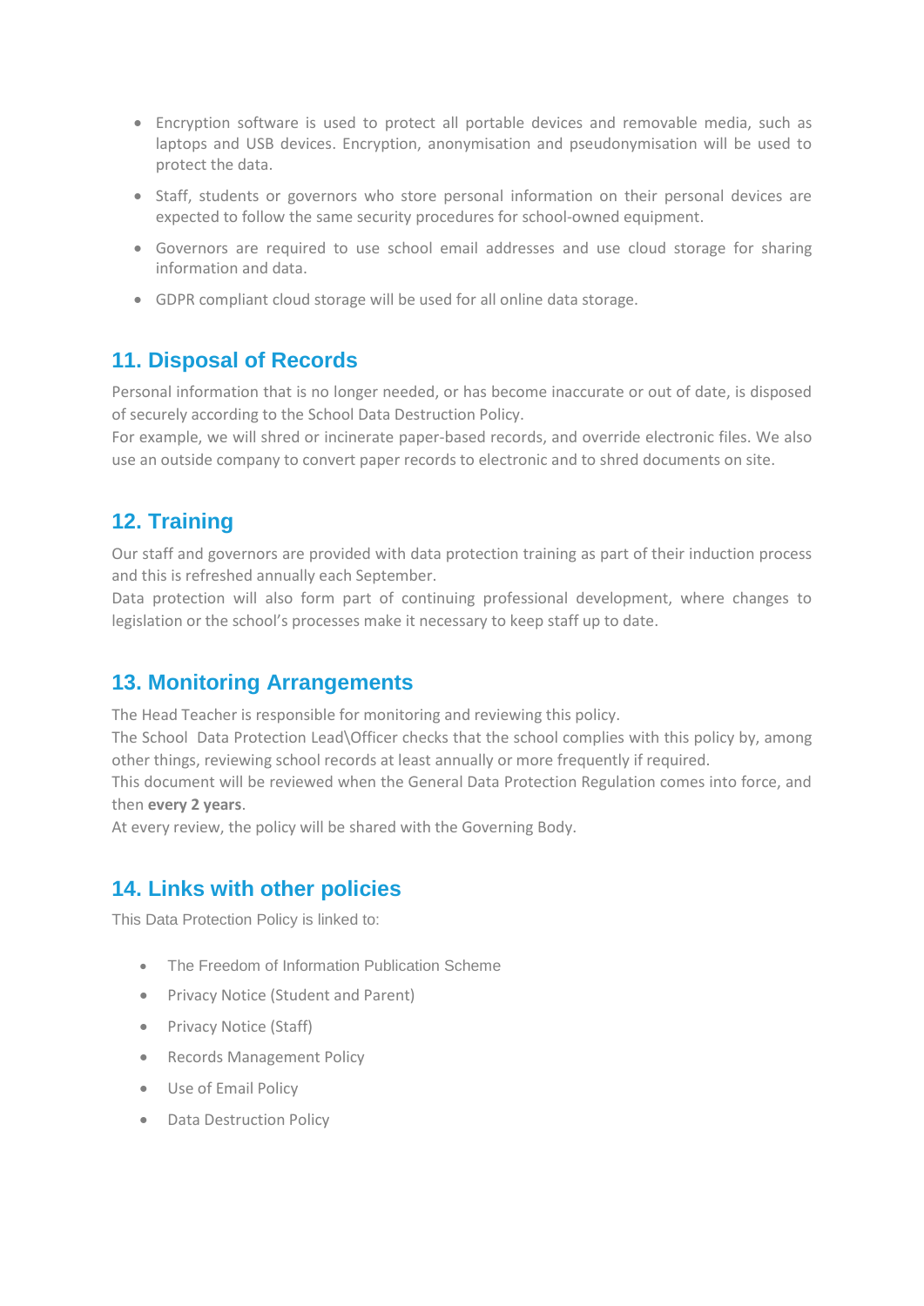- Encryption software is used to protect all portable devices and removable media, such as laptops and USB devices. Encryption, anonymisation and pseudonymisation will be used to protect the data.
- Staff, students or governors who store personal information on their personal devices are expected to follow the same security procedures for school-owned equipment.
- Governors are required to use school email addresses and use cloud storage for sharing information and data.
- GDPR compliant cloud storage will be used for all online data storage.

## 11. Disposal of Records

Personal information that is no longer needed, or has become inaccurate or out of date, is disposed of securely according to the School Data Destruction Policy.
For example, we will shred or incinerate paper-based records, and override electronic files. We also use an outside company to convert paper records to electronic and to shred documents on site.

## 12. Training

Our staff and governors are provided with data protection training as part of their induction process and this is refreshed annually each September.
Data protection will also form part of continuing professional development, where changes to legislation or the school's processes make it necessary to keep staff up to date.

## 13. Monitoring Arrangements

The Head Teacher is responsible for monitoring and reviewing this policy.
The School Data Protection Lead\Officer checks that the school complies with this policy by, among other things, reviewing school records at least annually or more frequently if required.
This document will be reviewed when the General Data Protection Regulation comes into force, and then **every 2 years**.
At every review, the policy will be shared with the Governing Body.

## 14. Links with other policies

This Data Protection Policy is linked to:

- The Freedom of Information Publication Scheme
- Privacy Notice (Student and Parent)
- Privacy Notice (Staff)
- Records Management Policy
- Use of Email Policy
- Data Destruction Policy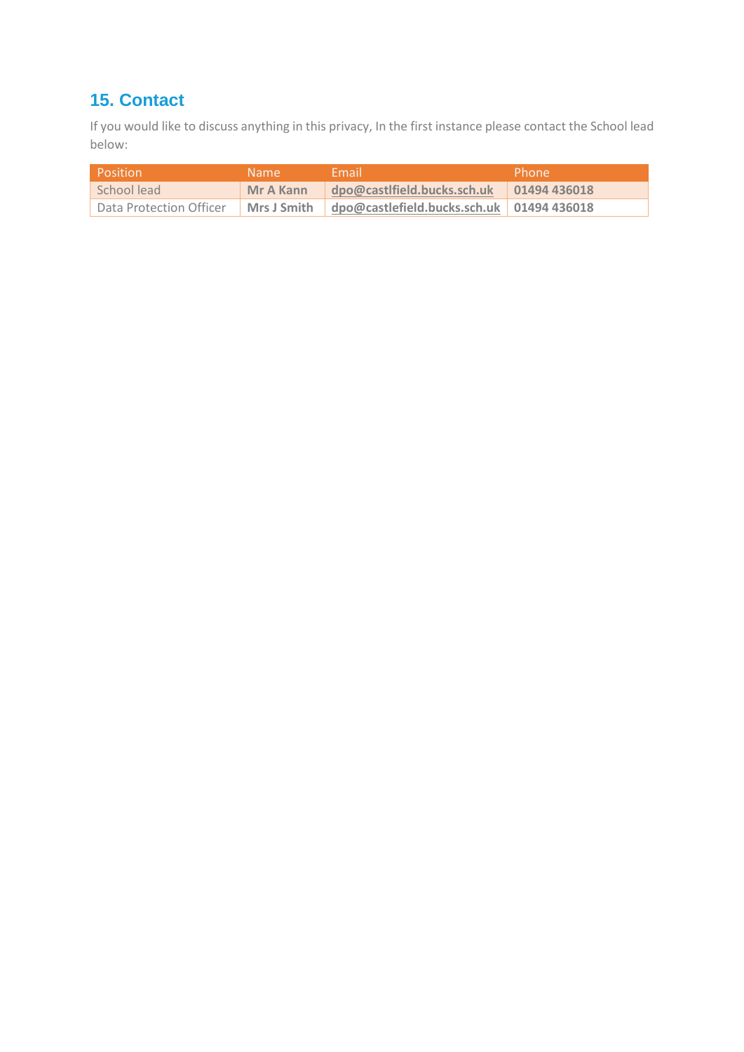## 15. Contact

If you would like to discuss anything in this privacy, In the first instance please contact the School lead below:

| Position | Name | Email | Phone |
|---|---|---|---|
| School lead | **Mr A Kann** | **dpo@castlfield.bucks.sch.uk** | **01494 436018** |
| Data Protection Officer | **Mrs J Smith** | **dpo@castlefield.bucks.sch.uk** | **01494 436018** |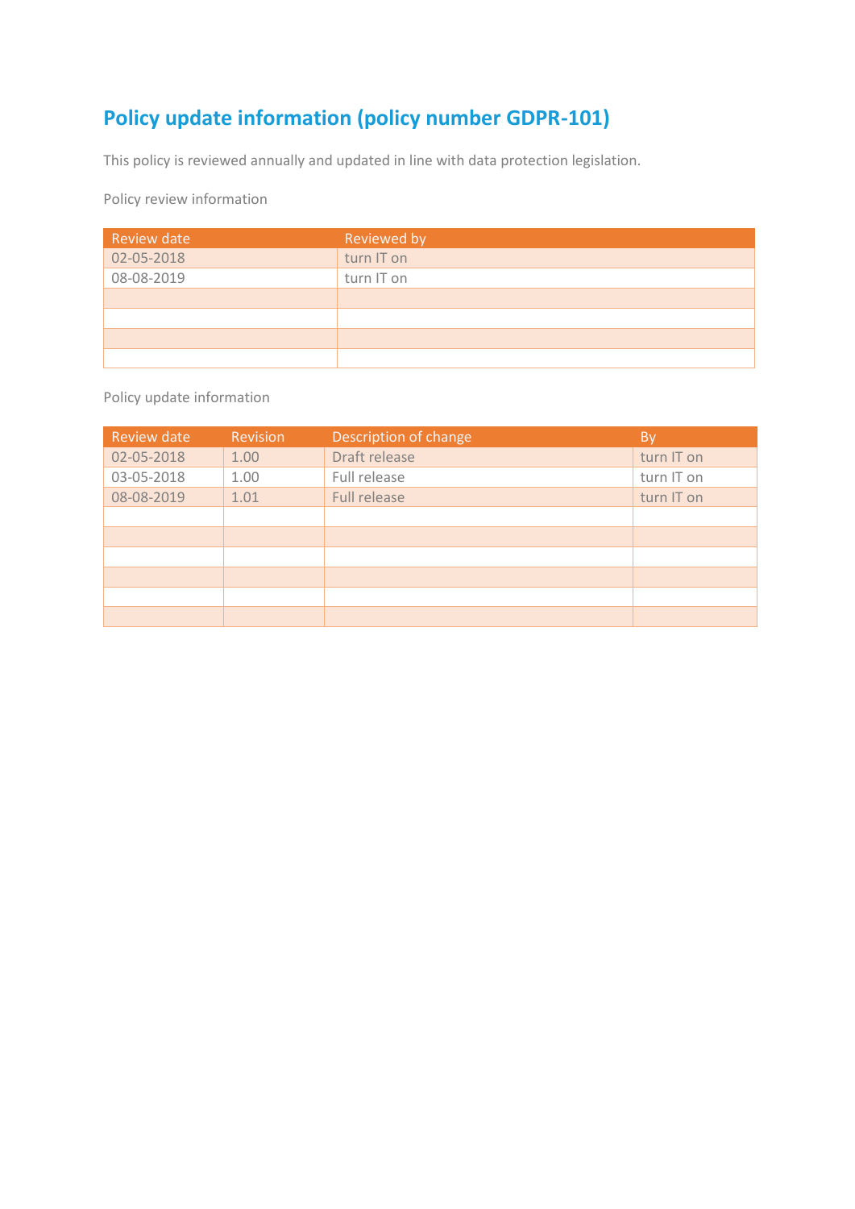## Policy update information (policy number GDPR-101)

This policy is reviewed annually and updated in line with data protection legislation.

Policy review information

| Review date | Reviewed by |
|---|---|
| 02-05-2018 | turn IT on |
| 08-08-2019 | turn IT on |
| | |
| | |
| | |
| | |

Policy update information

| Review date | Revision | Description of change | By |
|---|---|---|---|
| 02-05-2018 | 1.00 | Draft release | turn IT on |
| 03-05-2018 | 1.00 | Full release | turn IT on |
| 08-08-2019 | 1.01 | Full release | turn IT on |
| | | | |
| | | | |
| | | | |
| | | | |
| | | | |
| | | | |